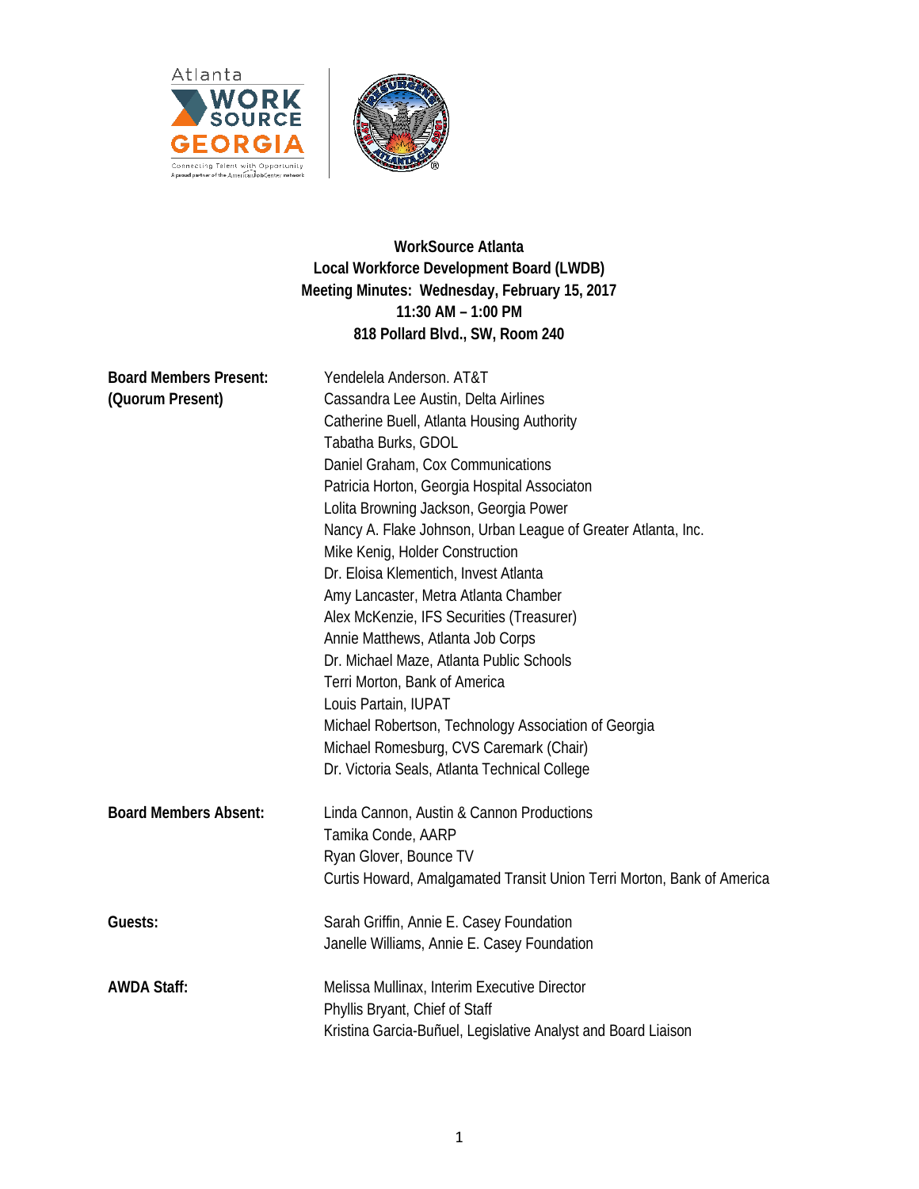**WorkSource Atlanta**
**Local Workforce Development Board (LWDB)**
**Meeting Minutes: Wednesday, February 15, 2017**
**11:30 AM – 1:00 PM**
**818 Pollard Blvd., SW, Room 240**

| | |
|---|---|
| **Board Members Present: (Quorum Present)** | Yendelela Anderson. AT&T<br>Cassandra Lee Austin, Delta Airlines<br>Catherine Buell, Atlanta Housing Authority<br>Tabatha Burks, GDOL<br>Daniel Graham, Cox Communications<br>Patricia Horton, Georgia Hospital Associaton<br>Lolita Browning Jackson, Georgia Power<br>Nancy A. Flake Johnson, Urban League of Greater Atlanta, Inc.<br>Mike Kenig, Holder Construction<br>Dr. Eloisa Klementich, Invest Atlanta<br>Amy Lancaster, Metra Atlanta Chamber<br>Alex McKenzie, IFS Securities (Treasurer)<br>Annie Matthews, Atlanta Job Corps<br>Dr. Michael Maze, Atlanta Public Schools<br>Terri Morton, Bank of America<br>Louis Partain, IUPAT<br>Michael Robertson, Technology Association of Georgia<br>Michael Romesburg, CVS Caremark (Chair)<br>Dr. Victoria Seals, Atlanta Technical College |
| **Board Members Absent:** | Linda Cannon, Austin & Cannon Productions<br>Tamika Conde, AARP<br>Ryan Glover, Bounce TV<br>Curtis Howard, Amalgamated Transit Union Terri Morton, Bank of America |
| **Guests:** | Sarah Griffin, Annie E. Casey Foundation<br>Janelle Williams, Annie E. Casey Foundation |
| **AWDA Staff:** | Melissa Mullinax, Interim Executive Director<br>Phyllis Bryant, Chief of Staff<br>Kristina Garcia-Buñuel, Legislative Analyst and Board Liaison |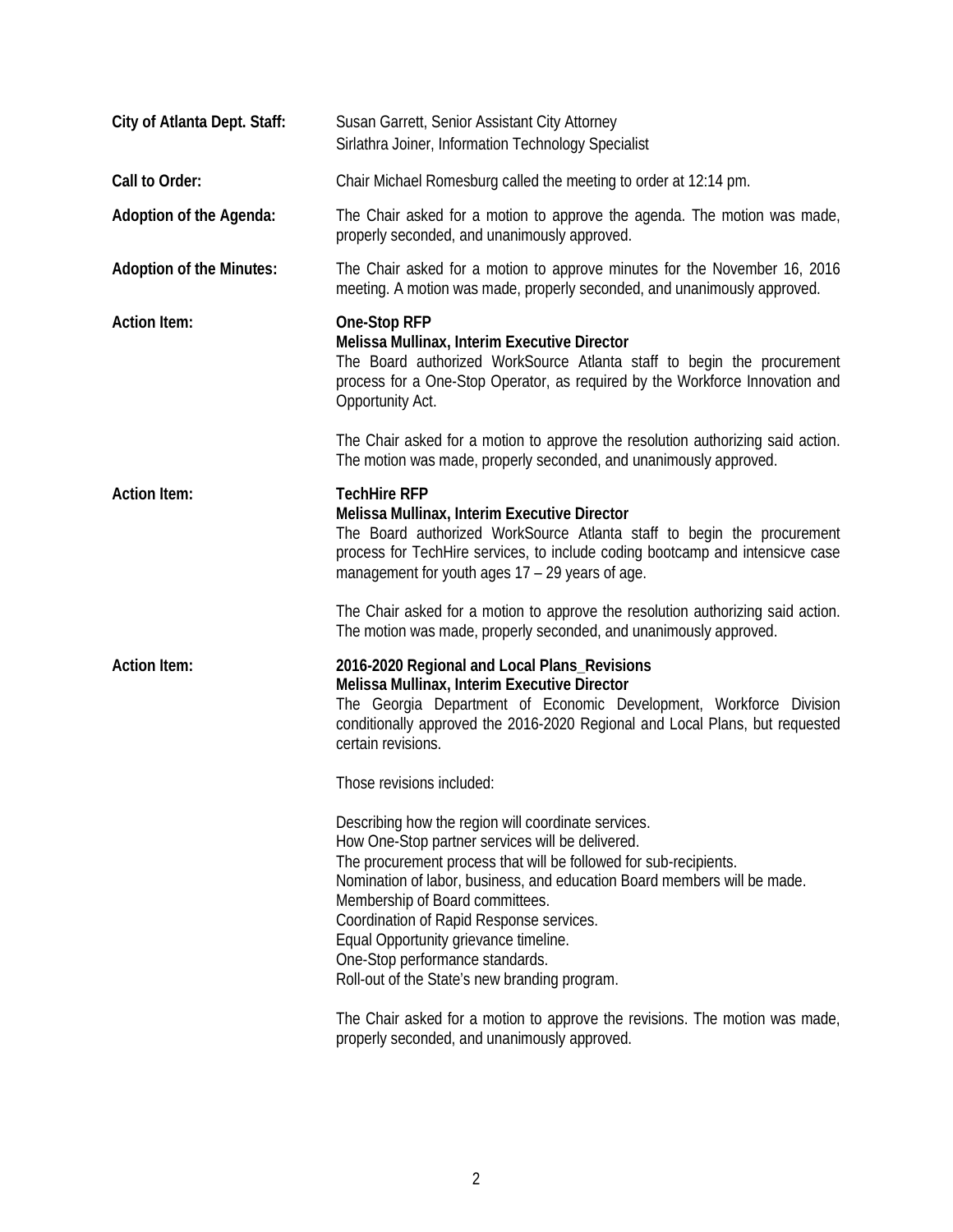**City of Atlanta Dept. Staff:** Susan Garrett, Senior Assistant City Attorney
Sirlathra Joiner, Information Technology Specialist

**Call to Order:** Chair Michael Romesburg called the meeting to order at 12:14 pm.

**Adoption of the Agenda:** The Chair asked for a motion to approve the agenda. The motion was made, properly seconded, and unanimously approved.

**Adoption of the Minutes:** The Chair asked for a motion to approve minutes for the November 16, 2016 meeting. A motion was made, properly seconded, and unanimously approved.

**Action Item:** **One-Stop RFP**
**Melissa Mullinax, Interim Executive Director**
The Board authorized WorkSource Atlanta staff to begin the procurement process for a One-Stop Operator, as required by the Workforce Innovation and Opportunity Act.

The Chair asked for a motion to approve the resolution authorizing said action. The motion was made, properly seconded, and unanimously approved.

**Action Item:** **TechHire RFP**
**Melissa Mullinax, Interim Executive Director**
The Board authorized WorkSource Atlanta staff to begin the procurement process for TechHire services, to include coding bootcamp and intensicve case management for youth ages 17 – 29 years of age.

The Chair asked for a motion to approve the resolution authorizing said action. The motion was made, properly seconded, and unanimously approved.

**Action Item:** **2016-2020 Regional and Local Plans_Revisions**
**Melissa Mullinax, Interim Executive Director**
The Georgia Department of Economic Development, Workforce Division conditionally approved the 2016-2020 Regional and Local Plans, but requested certain revisions.

Those revisions included:

Describing how the region will coordinate services.
How One-Stop partner services will be delivered.
The procurement process that will be followed for sub-recipients.
Nomination of labor, business, and education Board members will be made.
Membership of Board committees.
Coordination of Rapid Response services.
Equal Opportunity grievance timeline.
One-Stop performance standards.
Roll-out of the State's new branding program.

The Chair asked for a motion to approve the revisions. The motion was made, properly seconded, and unanimously approved.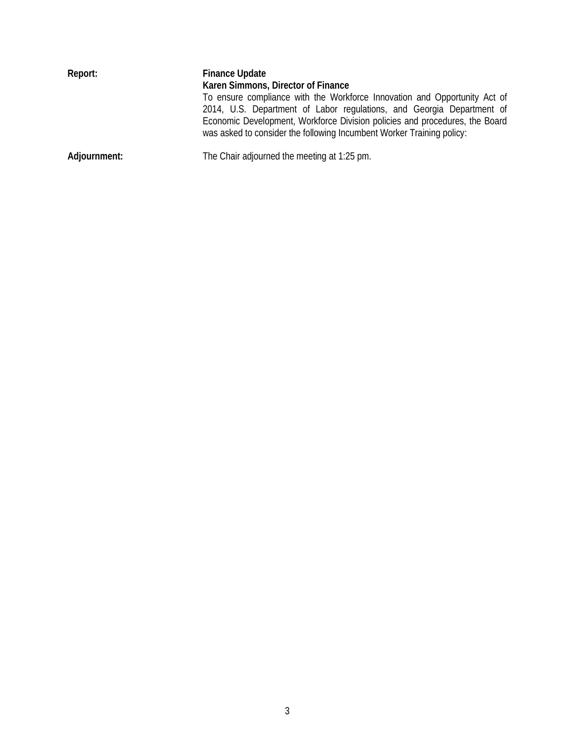**Report:** **Finance Update**
**Karen Simmons, Director of Finance**

To ensure compliance with the Workforce Innovation and Opportunity Act of 2014, U.S. Department of Labor regulations, and Georgia Department of Economic Development, Workforce Division policies and procedures, the Board was asked to consider the following Incumbent Worker Training policy:

**Adjournment:** The Chair adjourned the meeting at 1:25 pm.